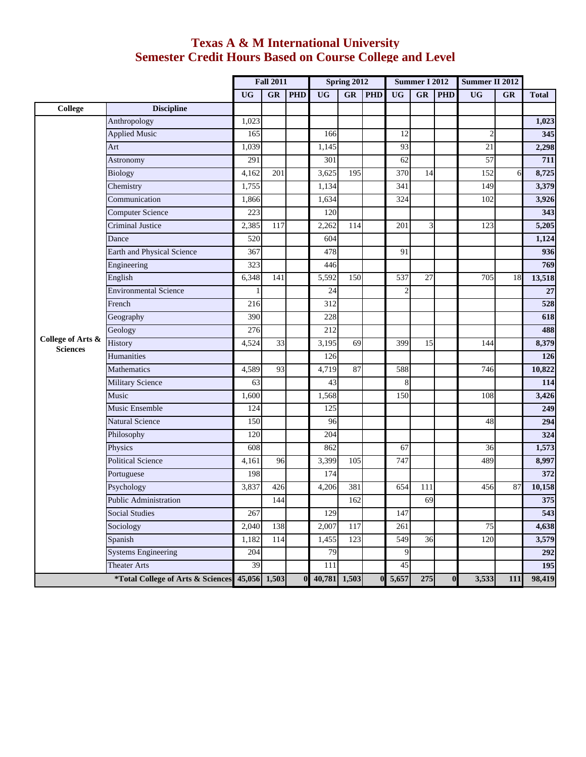# Texas A & M International University
# Semester Credit Hours Based on Course College and Level

| | | Fall 2011 | | | Spring 2012 | | | Summer I 2012 | | | Summer II 2012 | | |
|---|---|---|---|---|---|---|---|---|---|---|---|---|---|
| | | UG | GR | PHD | UG | GR | PHD | UG | GR | PHD | UG | GR | Total |
| **College** | **Discipline** | | | | | | | | | | | | |
| College of Arts & Sciences | Anthropology | 1,023 | | | | | | | | | | | 1,023 |
| | Applied Music | 165 | | | 166 | | | 12 | | | 2 | | 345 |
| | Art | 1,039 | | | 1,145 | | | 93 | | | 21 | | 2,298 |
| | Astronomy | 291 | | | 301 | | | 62 | | | 57 | | 711 |
| | Biology | 4,162 | 201 | | 3,625 | 195 | | 370 | 14 | | 152 | 6 | 8,725 |
| | Chemistry | 1,755 | | | 1,134 | | | 341 | | | 149 | | 3,379 |
| | Communication | 1,866 | | | 1,634 | | | 324 | | | 102 | | 3,926 |
| | Computer Science | 223 | | | 120 | | | | | | | | 343 |
| | Criminal Justice | 2,385 | 117 | | 2,262 | 114 | | 201 | 3 | | 123 | | 5,205 |
| | Dance | 520 | | | 604 | | | | | | | | 1,124 |
| | Earth and Physical Science | 367 | | | 478 | | | 91 | | | | | 936 |
| | Engineering | 323 | | | 446 | | | | | | | | 769 |
| | English | 6,348 | 141 | | 5,592 | 150 | | 537 | 27 | | 705 | 18 | 13,518 |
| | Environmental Science | 1 | | | 24 | | | 2 | | | | | 27 |
| | French | 216 | | | 312 | | | | | | | | 528 |
| | Geography | 390 | | | 228 | | | | | | | | 618 |
| | Geology | 276 | | | 212 | | | | | | | | 488 |
| | History | 4,524 | 33 | | 3,195 | 69 | | 399 | 15 | | 144 | | 8,379 |
| | Humanities | | | | 126 | | | | | | | | 126 |
| | Mathematics | 4,589 | 93 | | 4,719 | 87 | | 588 | | | 746 | | 10,822 |
| | Military Science | 63 | | | 43 | | | 8 | | | | | 114 |
| | Music | 1,600 | | | 1,568 | | | 150 | | | 108 | | 3,426 |
| | Music Ensemble | 124 | | | 125 | | | | | | | | 249 |
| | Natural Science | 150 | | | 96 | | | | | | 48 | | 294 |
| | Philosophy | 120 | | | 204 | | | | | | | | 324 |
| | Physics | 608 | | | 862 | | | 67 | | | 36 | | 1,573 |
| | Political Science | 4,161 | 96 | | 3,399 | 105 | | 747 | | | 489 | | 8,997 |
| | Portuguese | 198 | | | 174 | | | | | | | | 372 |
| | Psychology | 3,837 | 426 | | 4,206 | 381 | | 654 | 111 | | 456 | 87 | 10,158 |
| | Public Administration | | 144 | | | 162 | | | 69 | | | | 375 |
| | Social Studies | 267 | | | 129 | | | 147 | | | | | 543 |
| | Sociology | 2,040 | 138 | | 2,007 | 117 | | 261 | | | 75 | | 4,638 |
| | Spanish | 1,182 | 114 | | 1,455 | 123 | | 549 | 36 | | 120 | | 3,579 |
| | Systems Engineering | 204 | | | 79 | | | 9 | | | | | 292 |
| | Theater Arts | 39 | | | 111 | | | 45 | | | | | 195 |
| | **\*Total College of Arts & Sciences** | **45,056** | **1,503** | **0** | **40,781** | **1,503** | **0** | **5,657** | **275** | **0** | **3,533** | **111** | **98,419** |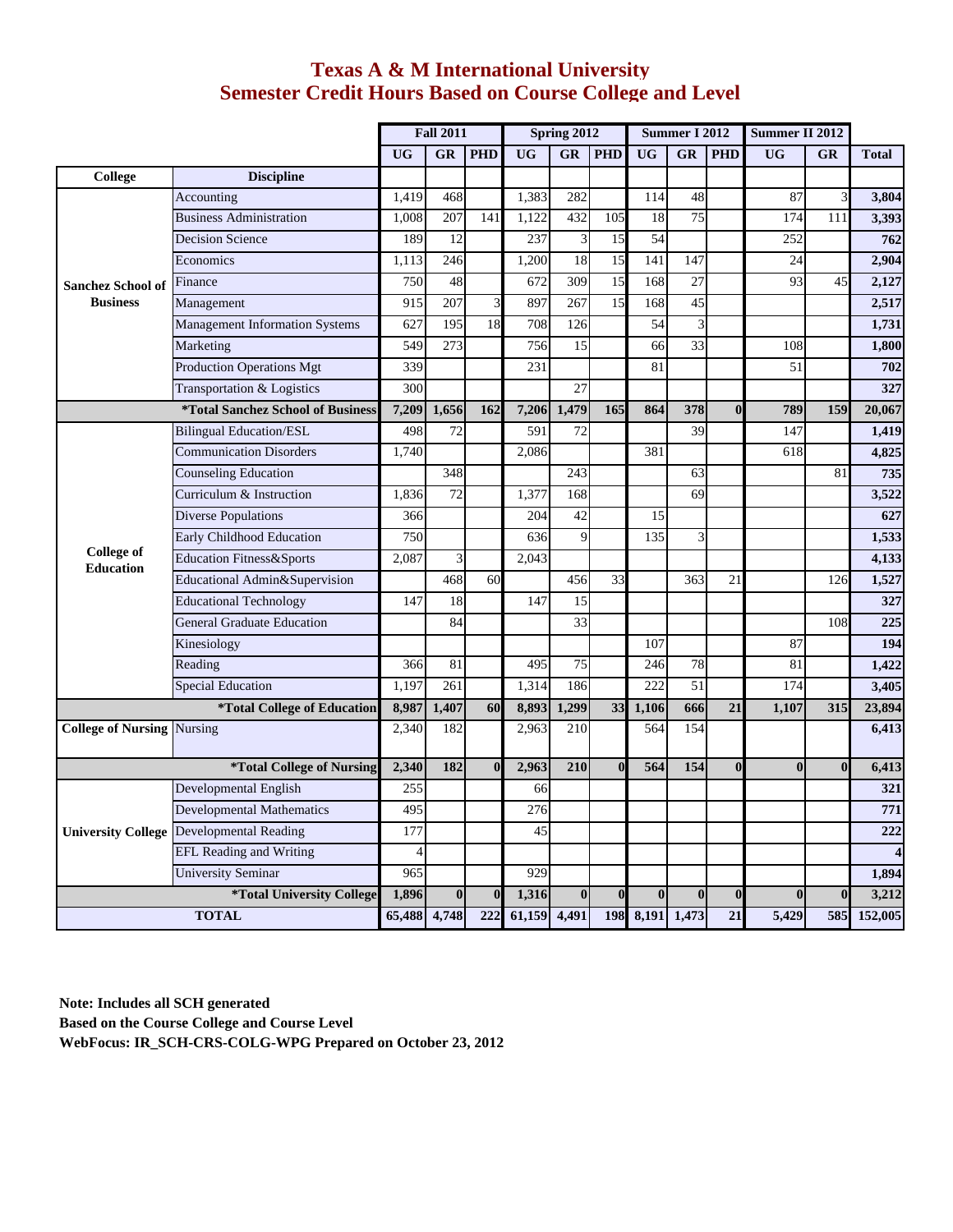# Texas A & M International University
## Semester Credit Hours Based on Course College and Level

| | | Fall 2011 | | | Spring 2012 | | | Summer I 2012 | | | Summer II 2012 | | |
|---|---|---|---|---|---|---|---|---|---|---|---|---|---|
| | | UG | GR | PHD | UG | GR | PHD | UG | GR | PHD | UG | GR | Total |
| College | Discipline | | | | | | | | | | | | |
| Sanchez School of Business | Accounting | 1,419 | 468 | | 1,383 | 282 | | 114 | 48 | | 87 | 3 | 3,804 |
| | Business Administration | 1,008 | 207 | 141 | 1,122 | 432 | 105 | 18 | 75 | | 174 | 111 | 3,393 |
| | Decision Science | 189 | 12 | | 237 | 3 | 15 | 54 | | | 252 | | 762 |
| | Economics | 1,113 | 246 | | 1,200 | 18 | 15 | 141 | 147 | | 24 | | 2,904 |
| | Finance | 750 | 48 | | 672 | 309 | 15 | 168 | 27 | | 93 | 45 | 2,127 |
| | Management | 915 | 207 | 3 | 897 | 267 | 15 | 168 | 45 | | | | 2,517 |
| | Management Information Systems | 627 | 195 | 18 | 708 | 126 | | 54 | 3 | | | | 1,731 |
| | Marketing | 549 | 273 | | 756 | 15 | | 66 | 33 | | 108 | | 1,800 |
| | Production Operations Mgt | 339 | | | 231 | | | 81 | | | 51 | | 702 |
| | Transportation & Logistics | 300 | | | | 27 | | | | | | | 327 |
| | **\*Total Sanchez School of Business** | **7,209** | **1,656** | **162** | **7,206** | **1,479** | **165** | **864** | **378** | **0** | **789** | **159** | **20,067** |
| College of Education | Bilingual Education/ESL | 498 | 72 | | 591 | 72 | | | 39 | | 147 | | 1,419 |
| | Communication Disorders | 1,740 | | | 2,086 | | | 381 | | | 618 | | 4,825 |
| | Counseling Education | | 348 | | | 243 | | | 63 | | | 81 | 735 |
| | Curriculum & Instruction | 1,836 | 72 | | 1,377 | 168 | | | 69 | | | | 3,522 |
| | Diverse Populations | 366 | | | 204 | 42 | | 15 | | | | | 627 |
| | Early Childhood Education | 750 | | | 636 | 9 | | 135 | 3 | | | | 1,533 |
| | Education Fitness&Sports | 2,087 | 3 | | 2,043 | | | | | | | | 4,133 |
| | Educational Admin&Supervision | | 468 | 60 | | 456 | 33 | | 363 | 21 | | 126 | 1,527 |
| | Educational Technology | 147 | 18 | | 147 | 15 | | | | | | | 327 |
| | General Graduate Education | | 84 | | | 33 | | | | | | 108 | 225 |
| | Kinesiology | | | | | | | 107 | | | 87 | | 194 |
| | Reading | 366 | 81 | | 495 | 75 | | 246 | 78 | | 81 | | 1,422 |
| | Special Education | 1,197 | 261 | | 1,314 | 186 | | 222 | 51 | | 174 | | 3,405 |
| | **\*Total College of Education** | **8,987** | **1,407** | **60** | **8,893** | **1,299** | **33** | **1,106** | **666** | **21** | **1,107** | **315** | **23,894** |
| College of Nursing | Nursing | 2,340 | 182 | | 2,963 | 210 | | 564 | 154 | | | | 6,413 |
| | **\*Total College of Nursing** | **2,340** | **182** | **0** | **2,963** | **210** | **0** | **564** | **154** | **0** | **0** | **0** | **6,413** |
| University College | Developmental English | 255 | | | 66 | | | | | | | | 321 |
| | Developmental Mathematics | 495 | | | 276 | | | | | | | | 771 |
| | Developmental Reading | 177 | | | 45 | | | | | | | | 222 |
| | EFL Reading and Writing | 4 | | | | | | | | | | | 4 |
| | University Seminar | 965 | | | 929 | | | | | | | | 1,894 |
| | **\*Total University College** | **1,896** | **0** | **0** | **1,316** | **0** | **0** | **0** | **0** | **0** | **0** | **0** | **3,212** |
| **TOTAL** | | **65,488** | **4,748** | **222** | **61,159** | **4,491** | **198** | **8,191** | **1,473** | **21** | **5,429** | **585** | **152,005** |

**Note: Includes all SCH generated**
**Based on the Course College and Course Level**
**WebFocus: IR_SCH-CRS-COLG-WPG Prepared on October 23, 2012**